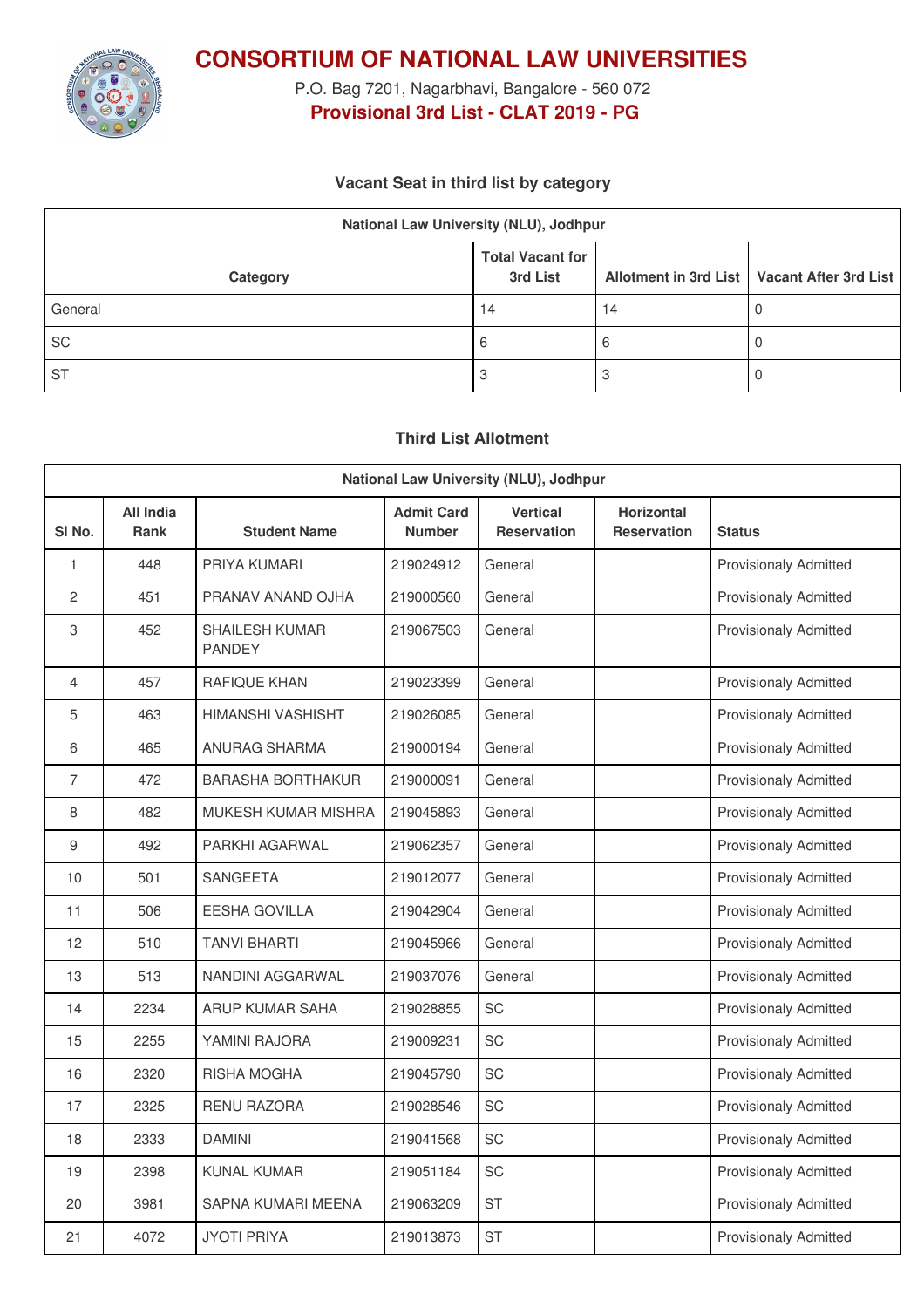# CONSORTIUM OF NATIONAL LAW UNIVERSITIES

P.O. Bag 7201, Nagarbhavi, Bangalore - 560 072

**Provisional 3rd List - CLAT 2019 - PG**

### Vacant Seat in third list by category

| National Law University (NLU), Jodhpur | | | |
|---|---|---|---|
| **Category** | **Total Vacant for 3rd List** | **Allotment in 3rd List** | **Vacant After 3rd List** |
| General | 14 | 14 | 0 |
| SC | 6 | 6 | 0 |
| ST | 3 | 3 | 0 |

### Third List Allotment

| National Law University (NLU), Jodhpur | | | | | | |
|---|---|---|---|---|---|---|
| **Sl No.** | **All India Rank** | **Student Name** | **Admit Card Number** | **Vertical Reservation** | **Horizontal Reservation** | **Status** |
| 1 | 448 | PRIYA KUMARI | 219024912 | General | | Provisionaly Admitted |
| 2 | 451 | PRANAV ANAND OJHA | 219000560 | General | | Provisionaly Admitted |
| 3 | 452 | SHAILESH KUMAR PANDEY | 219067503 | General | | Provisionaly Admitted |
| 4 | 457 | RAFIQUE KHAN | 219023399 | General | | Provisionaly Admitted |
| 5 | 463 | HIMANSHI VASHISHT | 219026085 | General | | Provisionaly Admitted |
| 6 | 465 | ANURAG SHARMA | 219000194 | General | | Provisionaly Admitted |
| 7 | 472 | BARASHA BORTHAKUR | 219000091 | General | | Provisionaly Admitted |
| 8 | 482 | MUKESH KUMAR MISHRA | 219045893 | General | | Provisionaly Admitted |
| 9 | 492 | PARKHI AGARWAL | 219062357 | General | | Provisionaly Admitted |
| 10 | 501 | SANGEETA | 219012077 | General | | Provisionaly Admitted |
| 11 | 506 | EESHA GOVILLA | 219042904 | General | | Provisionaly Admitted |
| 12 | 510 | TANVI BHARTI | 219045966 | General | | Provisionaly Admitted |
| 13 | 513 | NANDINI AGGARWAL | 219037076 | General | | Provisionaly Admitted |
| 14 | 2234 | ARUP KUMAR SAHA | 219028855 | SC | | Provisionaly Admitted |
| 15 | 2255 | YAMINI RAJORA | 219009231 | SC | | Provisionaly Admitted |
| 16 | 2320 | RISHA MOGHA | 219045790 | SC | | Provisionaly Admitted |
| 17 | 2325 | RENU RAZORA | 219028546 | SC | | Provisionaly Admitted |
| 18 | 2333 | DAMINI | 219041568 | SC | | Provisionaly Admitted |
| 19 | 2398 | KUNAL KUMAR | 219051184 | SC | | Provisionaly Admitted |
| 20 | 3981 | SAPNA KUMARI MEENA | 219063209 | ST | | Provisionaly Admitted |
| 21 | 4072 | JYOTI PRIYA | 219013873 | ST | | Provisionaly Admitted |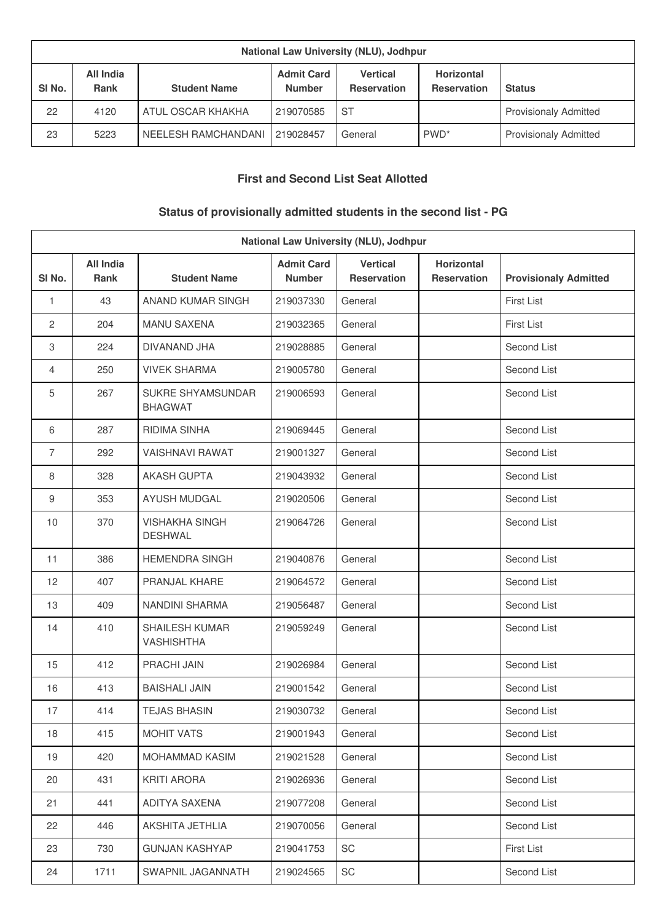| National Law University (NLU), Jodhpur | | | | | | |
|---|---|---|---|---|---|---|
| Sl No. | All India Rank | Student Name | Admit Card Number | Vertical Reservation | Horizontal Reservation | Status |
| 22 | 4120 | ATUL OSCAR KHAKHA | 219070585 | ST | | Provisionaly Admitted |
| 23 | 5223 | NEELESH RAMCHANDANI | 219028457 | General | PWD* | Provisionaly Admitted |

### First and Second List Seat Allotted

### Status of provisionally admitted students in the second list - PG

| National Law University (NLU), Jodhpur | | | | | | |
|---|---|---|---|---|---|---|
| Sl No. | All India Rank | Student Name | Admit Card Number | Vertical Reservation | Horizontal Reservation | Provisionaly Admitted |
| 1 | 43 | ANAND KUMAR SINGH | 219037330 | General | | First List |
| 2 | 204 | MANU SAXENA | 219032365 | General | | First List |
| 3 | 224 | DIVANAND JHA | 219028885 | General | | Second List |
| 4 | 250 | VIVEK SHARMA | 219005780 | General | | Second List |
| 5 | 267 | SUKRE SHYAMSUNDAR BHAGWAT | 219006593 | General | | Second List |
| 6 | 287 | RIDIMA SINHA | 219069445 | General | | Second List |
| 7 | 292 | VAISHNAVI RAWAT | 219001327 | General | | Second List |
| 8 | 328 | AKASH GUPTA | 219043932 | General | | Second List |
| 9 | 353 | AYUSH MUDGAL | 219020506 | General | | Second List |
| 10 | 370 | VISHAKHA SINGH DESHWAL | 219064726 | General | | Second List |
| 11 | 386 | HEMENDRA SINGH | 219040876 | General | | Second List |
| 12 | 407 | PRANJAL KHARE | 219064572 | General | | Second List |
| 13 | 409 | NANDINI SHARMA | 219056487 | General | | Second List |
| 14 | 410 | SHAILESH KUMAR VASHISHTHA | 219059249 | General | | Second List |
| 15 | 412 | PRACHI JAIN | 219026984 | General | | Second List |
| 16 | 413 | BAISHALI JAIN | 219001542 | General | | Second List |
| 17 | 414 | TEJAS BHASIN | 219030732 | General | | Second List |
| 18 | 415 | MOHIT VATS | 219001943 | General | | Second List |
| 19 | 420 | MOHAMMAD KASIM | 219021528 | General | | Second List |
| 20 | 431 | KRITI ARORA | 219026936 | General | | Second List |
| 21 | 441 | ADITYA SAXENA | 219077208 | General | | Second List |
| 22 | 446 | AKSHITA JETHLIA | 219070056 | General | | Second List |
| 23 | 730 | GUNJAN KASHYAP | 219041753 | SC | | First List |
| 24 | 1711 | SWAPNIL JAGANNATH | 219024565 | SC | | Second List |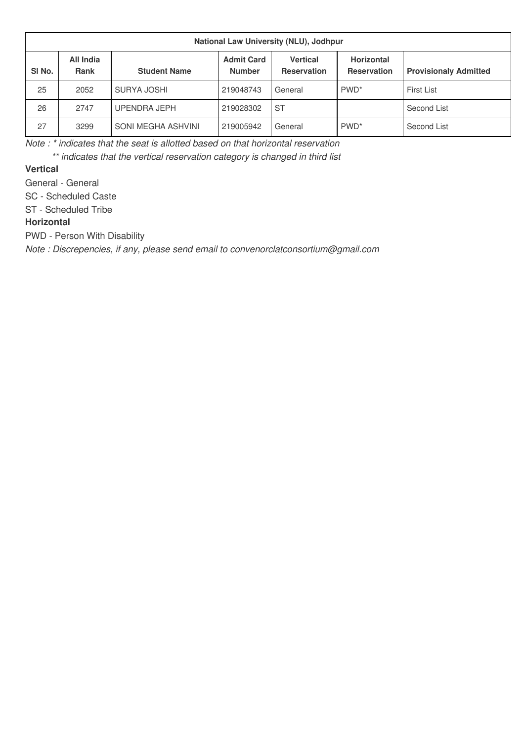| National Law University (NLU), Jodhpur | | | | | | |
|---|---|---|---|---|---|---|
| Sl No. | All India Rank | Student Name | Admit Card Number | Vertical Reservation | Horizontal Reservation | Provisionaly Admitted |
| 25 | 2052 | SURYA JOSHI | 219048743 | General | PWD* | First List |
| 26 | 2747 | UPENDRA JEPH | 219028302 | ST | | Second List |
| 27 | 3299 | SONI MEGHA ASHVINI | 219005942 | General | PWD* | Second List |

*Note : * indicates that the seat is allotted based on that horizontal reservation*

*\*\* indicates that the vertical reservation category is changed in third list*

**Vertical**

General - General

SC - Scheduled Caste

ST - Scheduled Tribe

**Horizontal**

PWD - Person With Disability

*Note : Discrepencies, if any, please send email to convenorclatconsortium@gmail.com*